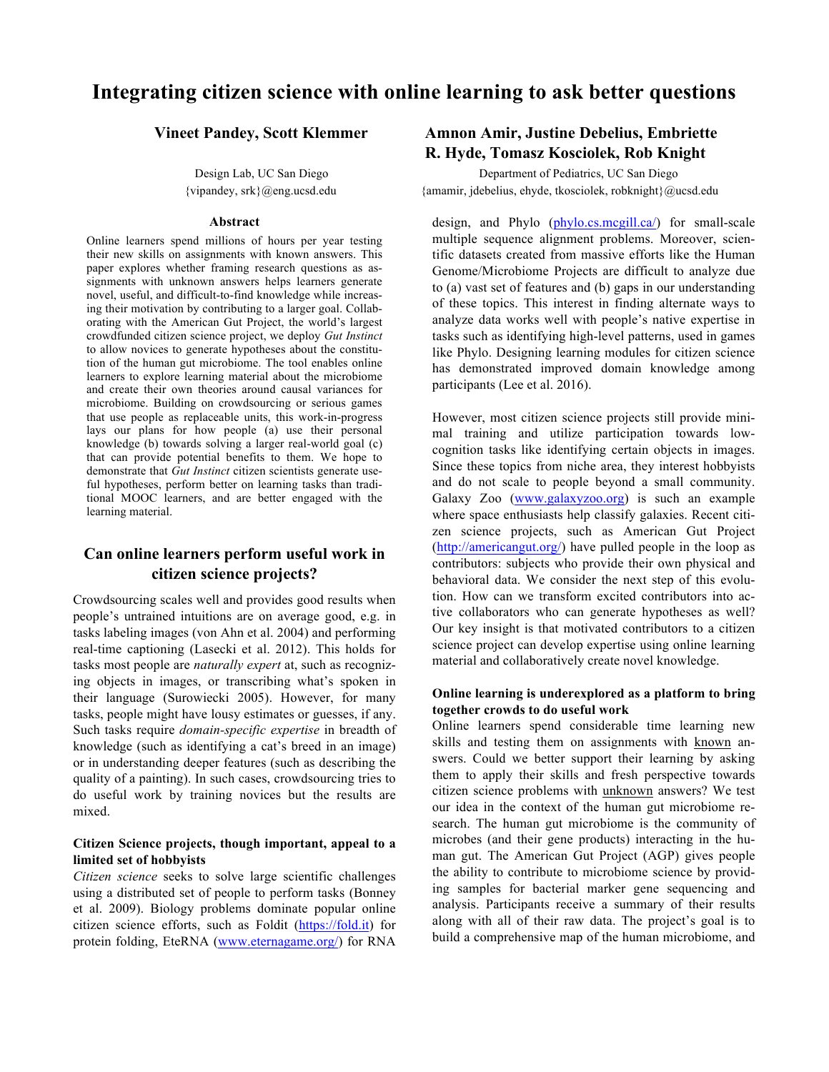# Integrating citizen science with online learning to ask better questions

**Vineet Pandey, Scott Klemmer**
Design Lab, UC San Diego
{vipandey, srk}@eng.ucsd.edu

**Amnon Amir, Justine Debelius, Embriette R. Hyde, Tomasz Kosciolek, Rob Knight**
Department of Pediatrics, UC San Diego
{amamir, jdebelius, ehyde, tkosciolek, robknight}@ucsd.edu

### Abstract

Online learners spend millions of hours per year testing their new skills on assignments with known answers. This paper explores whether framing research questions as assignments with unknown answers helps learners generate novel, useful, and difficult-to-find knowledge while increasing their motivation by contributing to a larger goal. Collaborating with the American Gut Project, the world's largest crowdfunded citizen science project, we deploy *Gut Instinct* to allow novices to generate hypotheses about the constitution of the human gut microbiome. The tool enables online learners to explore learning material about the microbiome and create their own theories around causal variances for microbiome. Building on crowdsourcing or serious games that use people as replaceable units, this work-in-progress lays our plans for how people (a) use their personal knowledge (b) towards solving a larger real-world goal (c) that can provide potential benefits to them. We hope to demonstrate that *Gut Instinct* citizen scientists generate useful hypotheses, perform better on learning tasks than traditional MOOC learners, and are better engaged with the learning material.

## Can online learners perform useful work in citizen science projects?

Crowdsourcing scales well and provides good results when people's untrained intuitions are on average good, e.g. in tasks labeling images (von Ahn et al. 2004) and performing real-time captioning (Lasecki et al. 2012). This holds for tasks most people are *naturally expert* at, such as recognizing objects in images, or transcribing what's spoken in their language (Surowiecki 2005). However, for many tasks, people might have lousy estimates or guesses, if any. Such tasks require *domain-specific expertise* in breadth of knowledge (such as identifying a cat's breed in an image) or in understanding deeper features (such as describing the quality of a painting). In such cases, crowdsourcing tries to do useful work by training novices but the results are mixed.

### Citizen Science projects, though important, appeal to a limited set of hobbyists

*Citizen science* seeks to solve large scientific challenges using a distributed set of people to perform tasks (Bonney et al. 2009). Biology problems dominate popular online citizen science efforts, such as Foldit (https://fold.it) for protein folding, EteRNA (www.eternagame.org/) for RNA design, and Phylo (phylo.cs.mcgill.ca/) for small-scale multiple sequence alignment problems. Moreover, scientific datasets created from massive efforts like the Human Genome/Microbiome Projects are difficult to analyze due to (a) vast set of features and (b) gaps in our understanding of these topics. This interest in finding alternate ways to analyze data works well with people's native expertise in tasks such as identifying high-level patterns, used in games like Phylo. Designing learning modules for citizen science has demonstrated improved domain knowledge among participants (Lee et al. 2016).

However, most citizen science projects still provide minimal training and utilize participation towards low-cognition tasks like identifying certain objects in images. Since these topics from niche area, they interest hobbyists and do not scale to people beyond a small community. Galaxy Zoo (www.galaxyzoo.org) is such an example where space enthusiasts help classify galaxies. Recent citizen science projects, such as American Gut Project (http://americangut.org/) have pulled people in the loop as contributors: subjects who provide their own physical and behavioral data. We consider the next step of this evolution. How can we transform excited contributors into active collaborators who can generate hypotheses as well? Our key insight is that motivated contributors to a citizen science project can develop expertise using online learning material and collaboratively create novel knowledge.

### Online learning is underexplored as a platform to bring together crowds to do useful work

Online learners spend considerable time learning new skills and testing them on assignments with known answers. Could we better support their learning by asking them to apply their skills and fresh perspective towards citizen science problems with unknown answers? We test our idea in the context of the human gut microbiome research. The human gut microbiome is the community of microbes (and their gene products) interacting in the human gut. The American Gut Project (AGP) gives people the ability to contribute to microbiome science by providing samples for bacterial marker gene sequencing and analysis. Participants receive a summary of their results along with all of their raw data. The project's goal is to build a comprehensive map of the human microbiome, and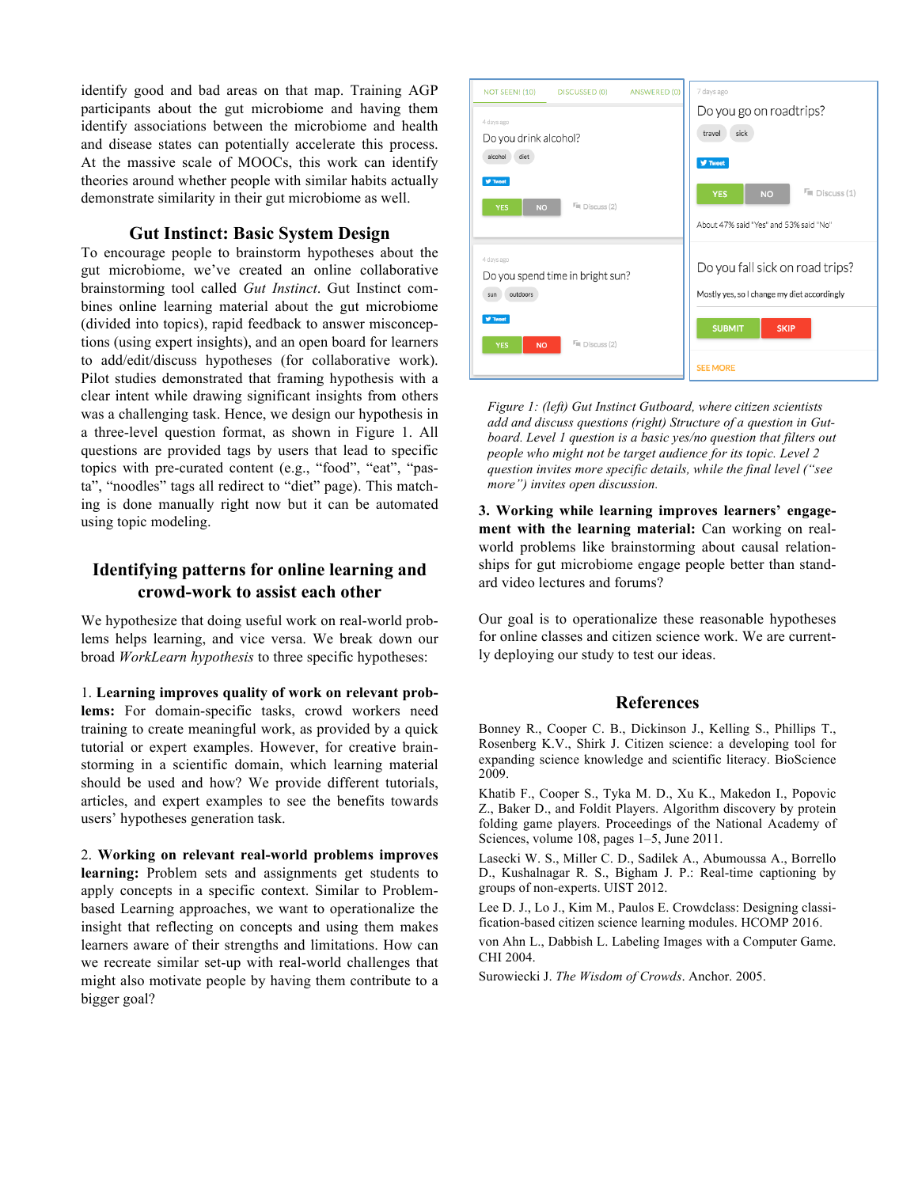identify good and bad areas on that map. Training AGP participants about the gut microbiome and having them identify associations between the microbiome and health and disease states can potentially accelerate this process. At the massive scale of MOOCs, this work can identify theories around whether people with similar habits actually demonstrate similarity in their gut microbiome as well.

## Gut Instinct: Basic System Design

To encourage people to brainstorm hypotheses about the gut microbiome, we've created an online collaborative brainstorming tool called *Gut Instinct*. Gut Instinct combines online learning material about the gut microbiome (divided into topics), rapid feedback to answer misconceptions (using expert insights), and an open board for learners to add/edit/discuss hypotheses (for collaborative work). Pilot studies demonstrated that framing hypothesis with a clear intent while drawing significant insights from others was a challenging task. Hence, we design our hypothesis in a three-level question format, as shown in Figure 1. All questions are provided tags by users that lead to specific topics with pre-curated content (e.g., "food", "eat", "pasta", "noodles" tags all redirect to "diet" page). This matching is done manually right now but it can be automated using topic modeling.

## Identifying patterns for online learning and crowd-work to assist each other

We hypothesize that doing useful work on real-world problems helps learning, and vice versa. We break down our broad *WorkLearn hypothesis* to three specific hypotheses:

1. **Learning improves quality of work on relevant problems:** For domain-specific tasks, crowd workers need training to create meaningful work, as provided by a quick tutorial or expert examples. However, for creative brainstorming in a scientific domain, which learning material should be used and how? We provide different tutorials, articles, and expert examples to see the benefits towards users' hypotheses generation task.

2. **Working on relevant real-world problems improves learning:** Problem sets and assignments get students to apply concepts in a specific context. Similar to Problem-based Learning approaches, we want to operationalize the insight that reflecting on concepts and using them makes learners aware of their strengths and limitations. How can we recreate similar set-up with real-world challenges that might also motivate people by having them contribute to a bigger goal?

NOT SEEN! (10) DISCUSSED (0) ANSWERED (0)

4 days ago
Do you drink alcohol?
alcohol diet
Tweet
YES NO Discuss (2)

4 days ago
Do you spend time in bright sun?
sun outdoors
Tweet
YES NO Discuss (2)

7 days ago
Do you go on roadtrips?
travel sick
Tweet
YES NO Discuss (1)
About 47% said "Yes" and 53% said "No"

Do you fall sick on road trips?
Mostly yes, so I change my diet accordingly
SUBMIT SKIP
SEE MORE

*Figure 1: (left) Gut Instinct Gutboard, where citizen scientists add and discuss questions (right) Structure of a question in Gutboard. Level 1 question is a basic yes/no question that filters out people who might not be target audience for its topic. Level 2 question invites more specific details, while the final level ("see more") invites open discussion.*

3. **Working while learning improves learners' engagement with the learning material:** Can working on real-world problems like brainstorming about causal relationships for gut microbiome engage people better than standard video lectures and forums?

Our goal is to operationalize these reasonable hypotheses for online classes and citizen science work. We are currently deploying our study to test our ideas.

## References

Bonney R., Cooper C. B., Dickinson J., Kelling S., Phillips T., Rosenberg K.V., Shirk J. Citizen science: a developing tool for expanding science knowledge and scientific literacy. BioScience 2009.

Khatib F., Cooper S., Tyka M. D., Xu K., Makedon I., Popovic Z., Baker D., and Foldit Players. Algorithm discovery by protein folding game players. Proceedings of the National Academy of Sciences, volume 108, pages 1–5, June 2011.

Lasecki W. S., Miller C. D., Sadilek A., Abumoussa A., Borrello D., Kushalnagar R. S., Bigham J. P.: Real-time captioning by groups of non-experts. UIST 2012.

Lee D. J., Lo J., Kim M., Paulos E. Crowdclass: Designing classification-based citizen science learning modules. HCOMP 2016.

von Ahn L., Dabbish L. Labeling Images with a Computer Game. CHI 2004.

Surowiecki J. *The Wisdom of Crowds*. Anchor. 2005.